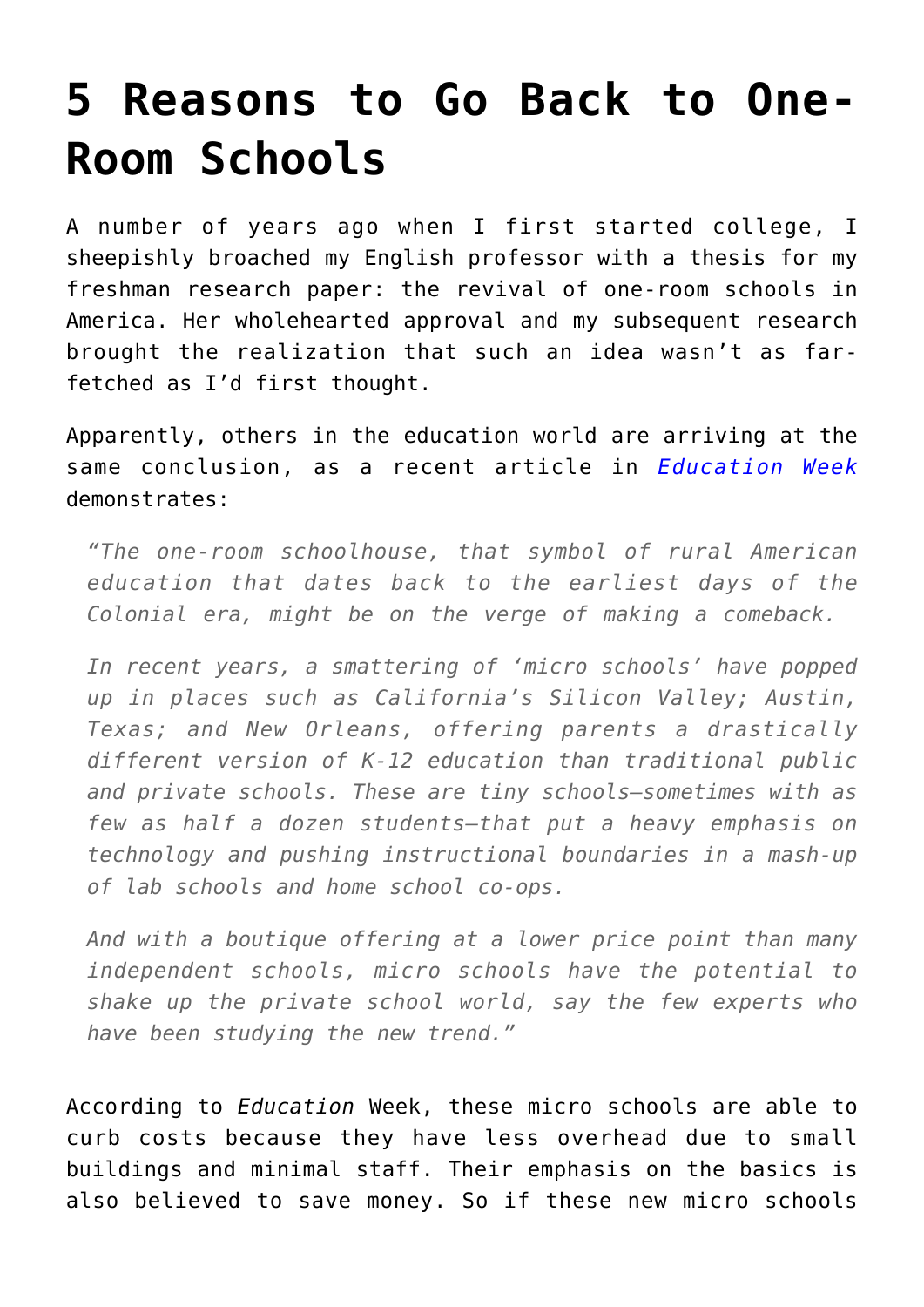# 5 Reasons to Go Back to One-Room Schools

A number of years ago when I first started college, I sheepishly broached my English professor with a thesis for my freshman research paper: the revival of one-room schools in America. Her wholehearted approval and my subsequent research brought the realization that such an idea wasn't as far-fetched as I'd first thought.

Apparently, others in the education world are arriving at the same conclusion, as a recent article in [*Education Week*]() demonstrates:

> *"The one-room schoolhouse, that symbol of rural American education that dates back to the earliest days of the Colonial era, might be on the verge of making a comeback.*
>
> *In recent years, a smattering of 'micro schools' have popped up in places such as California's Silicon Valley; Austin, Texas; and New Orleans, offering parents a drastically different version of K-12 education than traditional public and private schools. These are tiny schools—sometimes with as few as half a dozen students—that put a heavy emphasis on technology and pushing instructional boundaries in a mash-up of lab schools and home school co-ops.*
>
> *And with a boutique offering at a lower price point than many independent schools, micro schools have the potential to shake up the private school world, say the few experts who have been studying the new trend."*

According to *Education* Week, these micro schools are able to curb costs because they have less overhead due to small buildings and minimal staff. Their emphasis on the basics is also believed to save money. So if these new micro schools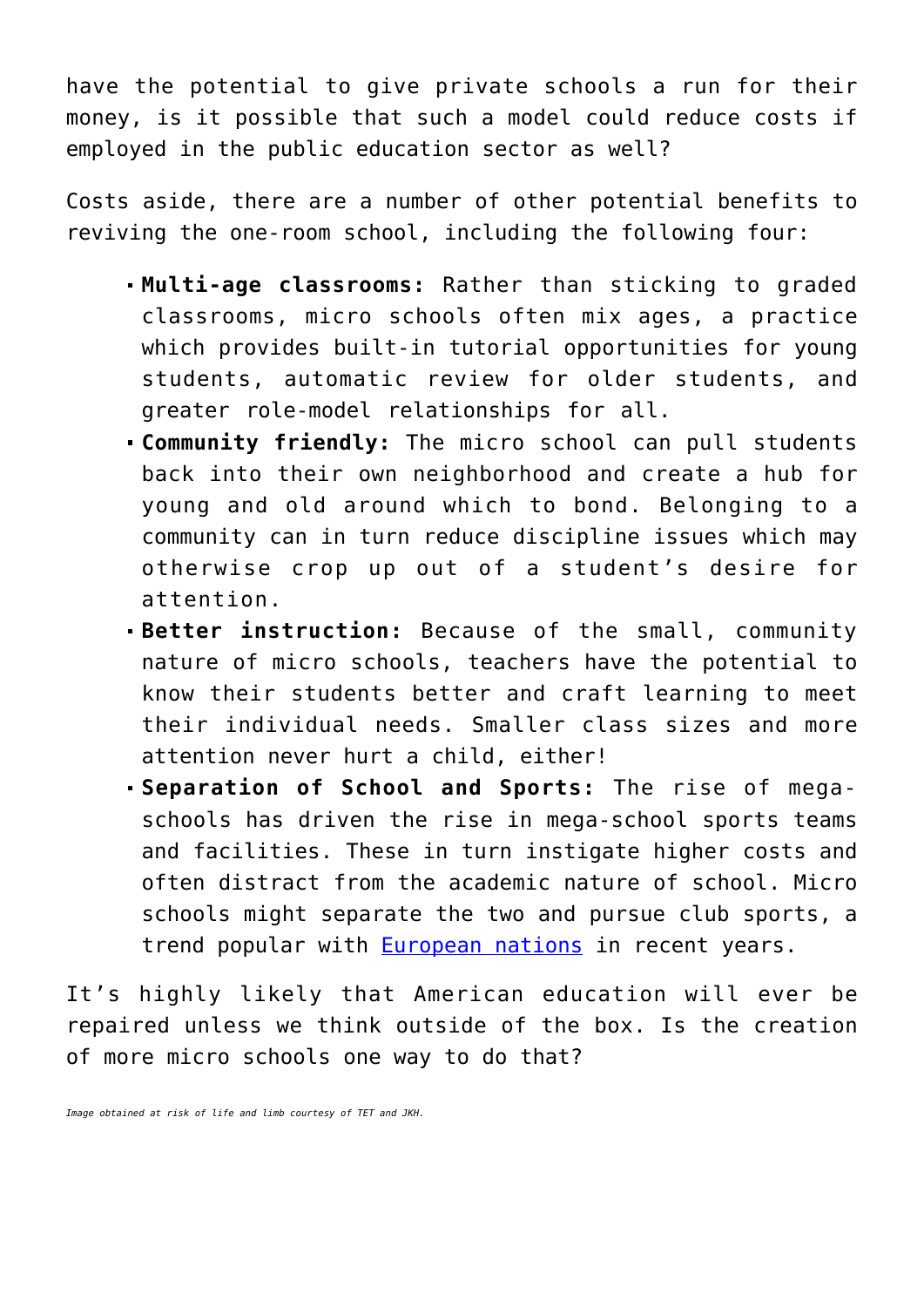have the potential to give private schools a run for their money, is it possible that such a model could reduce costs if employed in the public education sector as well?

Costs aside, there are a number of other potential benefits to reviving the one-room school, including the following four:

- **Multi-age classrooms:** Rather than sticking to graded classrooms, micro schools often mix ages, a practice which provides built-in tutorial opportunities for young students, automatic review for older students, and greater role-model relationships for all.
- **Community friendly:** The micro school can pull students back into their own neighborhood and create a hub for young and old around which to bond. Belonging to a community can in turn reduce discipline issues which may otherwise crop up out of a student's desire for attention.
- **Better instruction:** Because of the small, community nature of micro schools, teachers have the potential to know their students better and craft learning to meet their individual needs. Smaller class sizes and more attention never hurt a child, either!
- **Separation of School and Sports:** The rise of mega-schools has driven the rise in mega-school sports teams and facilities. These in turn instigate higher costs and often distract from the academic nature of school. Micro schools might separate the two and pursue club sports, a trend popular with [European nations] in recent years.

It's highly likely that American education will ever be repaired unless we think outside of the box. Is the creation of more micro schools one way to do that?

*Image obtained at risk of life and limb courtesy of TET and JKH.*